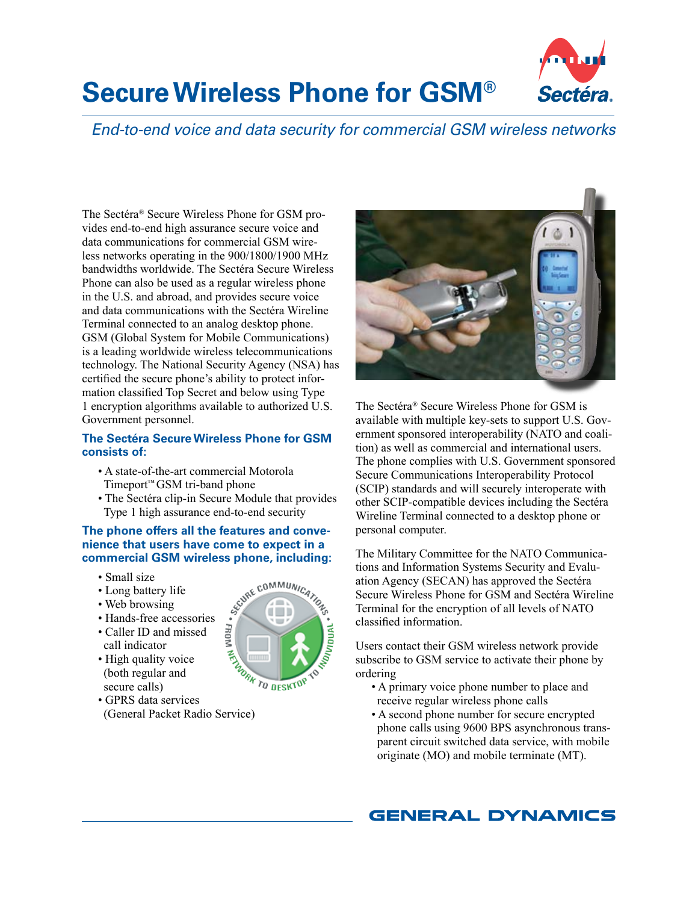# Secure Wireless Phone for GSM®

*End-to-end voice and data security for commercial GSM wireless networks*

The Sectéra® Secure Wireless Phone for GSM provides end-to-end high assurance secure voice and data communications for commercial GSM wireless networks operating in the 900/1800/1900 MHz bandwidths worldwide. The Sectéra Secure Wireless Phone can also be used as a regular wireless phone in the U.S. and abroad, and provides secure voice and data communications with the Sectéra Wireline Terminal connected to an analog desktop phone. GSM (Global System for Mobile Communications) is a leading worldwide wireless telecommunications technology. The National Security Agency (NSA) has certified the secure phone's ability to protect information classified Top Secret and below using Type 1 encryption algorithms available to authorized U.S. Government personnel.

### The Sectéra Secure Wireless Phone for GSM consists of:

- A state-of-the-art commercial Motorola Timeport™ GSM tri-band phone
- The Sectéra clip-in Secure Module that provides Type 1 high assurance end-to-end security

### The phone offers all the features and convenience that users have come to expect in a commercial GSM wireless phone, including:

- Small size
- Long battery life
- Web browsing
- Hands-free accessories
- Caller ID and missed call indicator
- High quality voice (both regular and secure calls)
- GPRS data services (General Packet Radio Service)

The Sectéra® Secure Wireless Phone for GSM is available with multiple key-sets to support U.S. Government sponsored interoperability (NATO and coalition) as well as commercial and international users. The phone complies with U.S. Government sponsored Secure Communications Interoperability Protocol (SCIP) standards and will securely interoperate with other SCIP-compatible devices including the Sectéra Wireline Terminal connected to a desktop phone or personal computer.

The Military Committee for the NATO Communications and Information Systems Security and Evaluation Agency (SECAN) has approved the Sectéra Secure Wireless Phone for GSM and Sectéra Wireline Terminal for the encryption of all levels of NATO classified information.

Users contact their GSM wireless network provide subscribe to GSM service to activate their phone by ordering

- A primary voice phone number to place and receive regular wireless phone calls
- A second phone number for secure encrypted phone calls using 9600 BPS asynchronous transparent circuit switched data service, with mobile originate (MO) and mobile terminate (MT).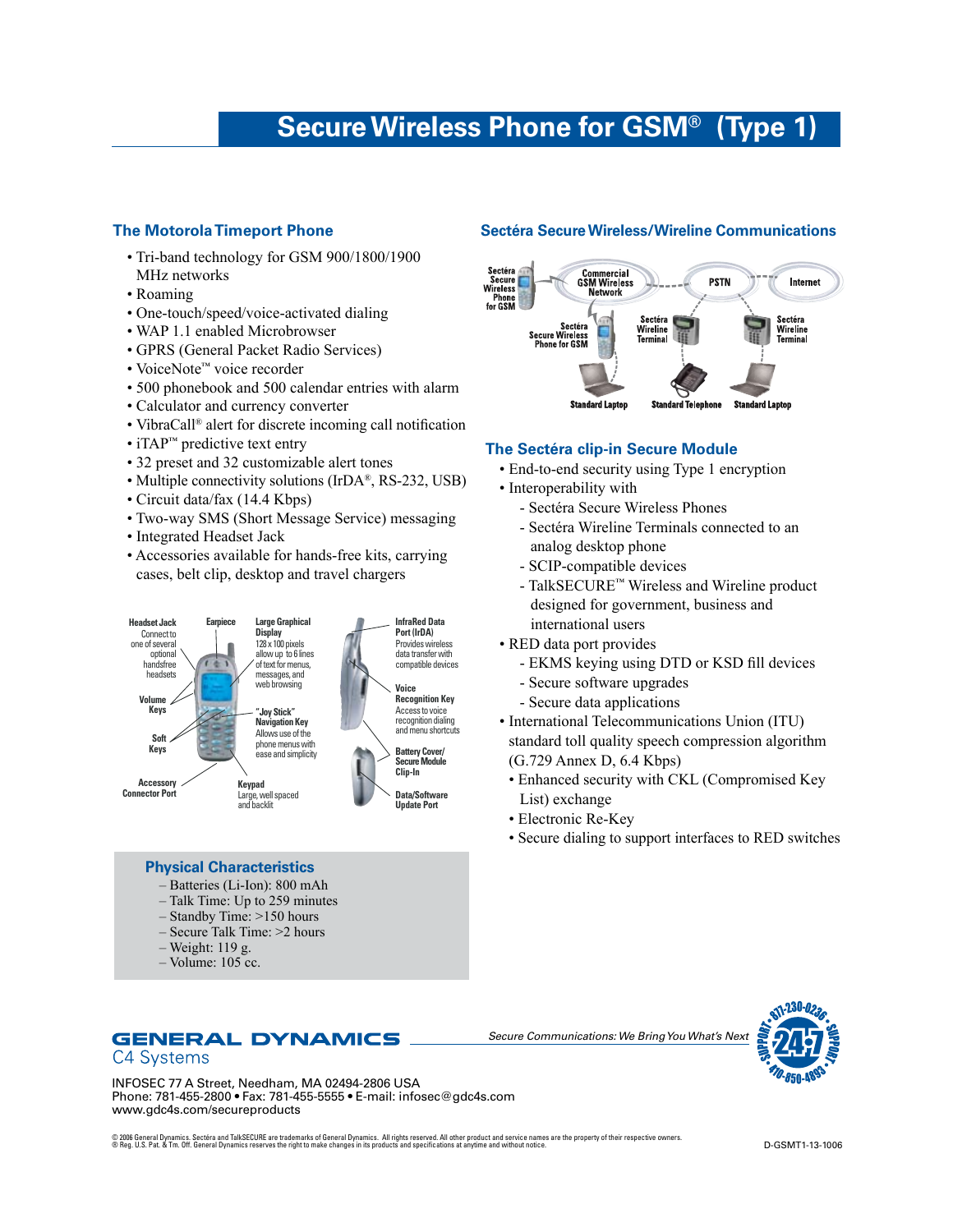# Secure Wireless Phone for GSM® (Type 1)

## The Motorola Timeport Phone

- Tri-band technology for GSM 900/1800/1900 MHz networks
- Roaming
- One-touch/speed/voice-activated dialing
- WAP 1.1 enabled Microbrowser
- GPRS (General Packet Radio Services)
- VoiceNote™ voice recorder
- 500 phonebook and 500 calendar entries with alarm
- Calculator and currency converter
- VibraCall® alert for discrete incoming call notification
- iTAP™ predictive text entry
- 32 preset and 32 customizable alert tones
- Multiple connectivity solutions (IrDA®, RS-232, USB)
- Circuit data/fax (14.4 Kbps)
- Two-way SMS (Short Message Service) messaging
- Integrated Headset Jack
- Accessories available for hands-free kits, carrying cases, belt clip, desktop and travel chargers

Headset Jack
Connect to one of several optional handsfree headsets

Earpiece

Large Graphical Display
128 x 100 pixels allow up to 6 lines of text for menus, messages, and web browsing

Volume Keys

Soft Keys

"Joy Stick" Navigation Key
Allows use of the phone menus with ease and simplicity

Accessory Connector Port

Keypad
Large, well spaced and backlit

InfraRed Data Port (IrDA)
Provides wireless data transfer with compatible devices

Voice Recognition Key
Access to voice recognition dialing and menu shortcuts

Battery Cover/ Secure Module Clip-In

Data/Software Update Port

### Physical Characteristics

- Batteries (Li-Ion): 800 mAh
- Talk Time: Up to 259 minutes
- Standby Time: >150 hours
- Secure Talk Time: >2 hours
- Weight: 119 g.
- Volume: 105 cc.

## Sectéra Secure Wireless/Wireline Communications

Sectéra Secure Wireless Phone for GSM

Commercial GSM Wireless Network

PSTN

Internet

Sectéra Secure Wireless Phone for GSM

Sectéra Wireline Terminal

Sectéra Wireline Terminal

Standard Laptop

Standard Telephone

Standard Laptop

## The Sectéra clip-in Secure Module

- End-to-end security using Type 1 encryption
- Interoperability with
  - Sectéra Secure Wireless Phones
  - Sectéra Wireline Terminals connected to an analog desktop phone
  - SCIP-compatible devices
  - TalkSECURE™ Wireless and Wireline product designed for government, business and international users
- RED data port provides
  - EKMS keying using DTD or KSD fill devices
  - Secure software upgrades
  - Secure data applications
- International Telecommunications Union (ITU) standard toll quality speech compression algorithm (G.729 Annex D, 6.4 Kbps)
- Enhanced security with CKL (Compromised Key List) exchange
- Electronic Re-Key
- Secure dialing to support interfaces to RED switches

**GENERAL DYNAMICS**
C4 Systems

*Secure Communications: We Bring You What's Next*

SUPPORT 877-230-0236 24/7 SUPPORT 410-850-4893

INFOSEC 77 A Street, Needham, MA 02494-2806 USA
Phone: 781-455-2800 • Fax: 781-455-5555 • E-mail: infosec@gdc4s.com
www.gdc4s.com/secureproducts

© 2006 General Dynamics. Sectéra and TalkSECURE are trademarks of General Dynamics. All rights reserved. All other product and service names are the property of their respective owners.
® Reg. U.S. Pat. & Tm. Off. General Dynamics reserves the right to make changes in its products and specifications at anytime and without notice.

D-GSMT1-13-1006